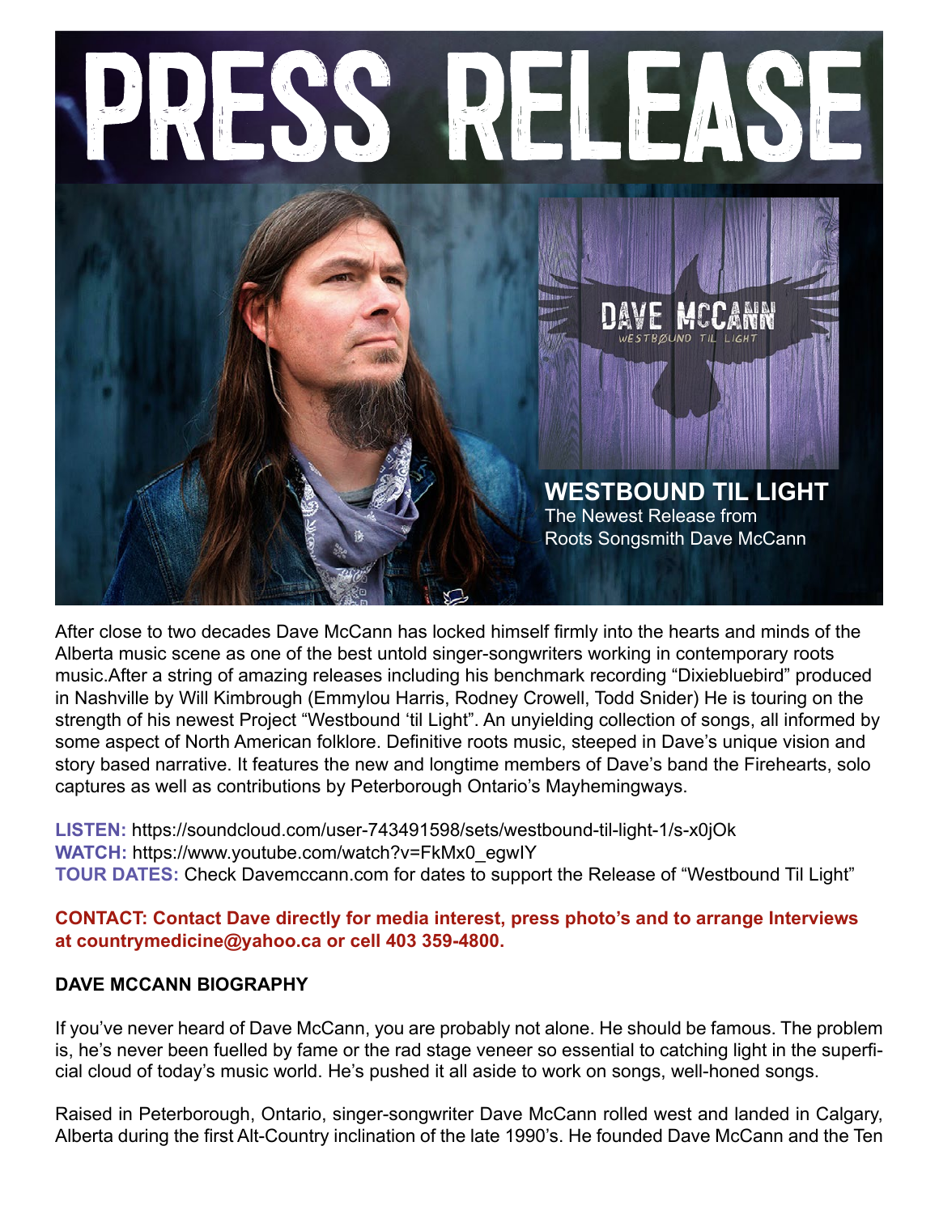# PRESS RELEASE

DAVE MCCANN

WESTBØUND TIL LIGHT

## WESTBOUND TIL LIGHT

The Newest Release from Roots Songsmith Dave McCann

After close to two decades Dave McCann has locked himself firmly into the hearts and minds of the Alberta music scene as one of the best untold singer-songwriters working in contemporary roots music.After a string of amazing releases including his benchmark recording "Dixiebluebird" produced in Nashville by Will Kimbrough (Emmylou Harris, Rodney Crowell, Todd Snider) He is touring on the strength of his newest Project "Westbound 'til Light". An unyielding collection of songs, all informed by some aspect of North American folklore. Definitive roots music, steeped in Dave's unique vision and story based narrative. It features the new and longtime members of Dave's band the Firehearts, solo captures as well as contributions by Peterborough Ontario's Mayhemingways.

**LISTEN:** https://soundcloud.com/user-743491598/sets/westbound-til-light-1/s-x0jOk
**WATCH:** https://www.youtube.com/watch?v=FkMx0_egwIY
**TOUR DATES:** Check Davemccann.com for dates to support the Release of "Westbound Til Light"

**CONTACT: Contact Dave directly for media interest, press photo's and to arrange Interviews at countrymedicine@yahoo.ca or cell 403 359-4800.**

**DAVE MCCANN BIOGRAPHY**

If you've never heard of Dave McCann, you are probably not alone. He should be famous. The problem is, he's never been fuelled by fame or the rad stage veneer so essential to catching light in the superficial cloud of today's music world. He's pushed it all aside to work on songs, well-honed songs.

Raised in Peterborough, Ontario, singer-songwriter Dave McCann rolled west and landed in Calgary, Alberta during the first Alt-Country inclination of the late 1990's. He founded Dave McCann and the Ten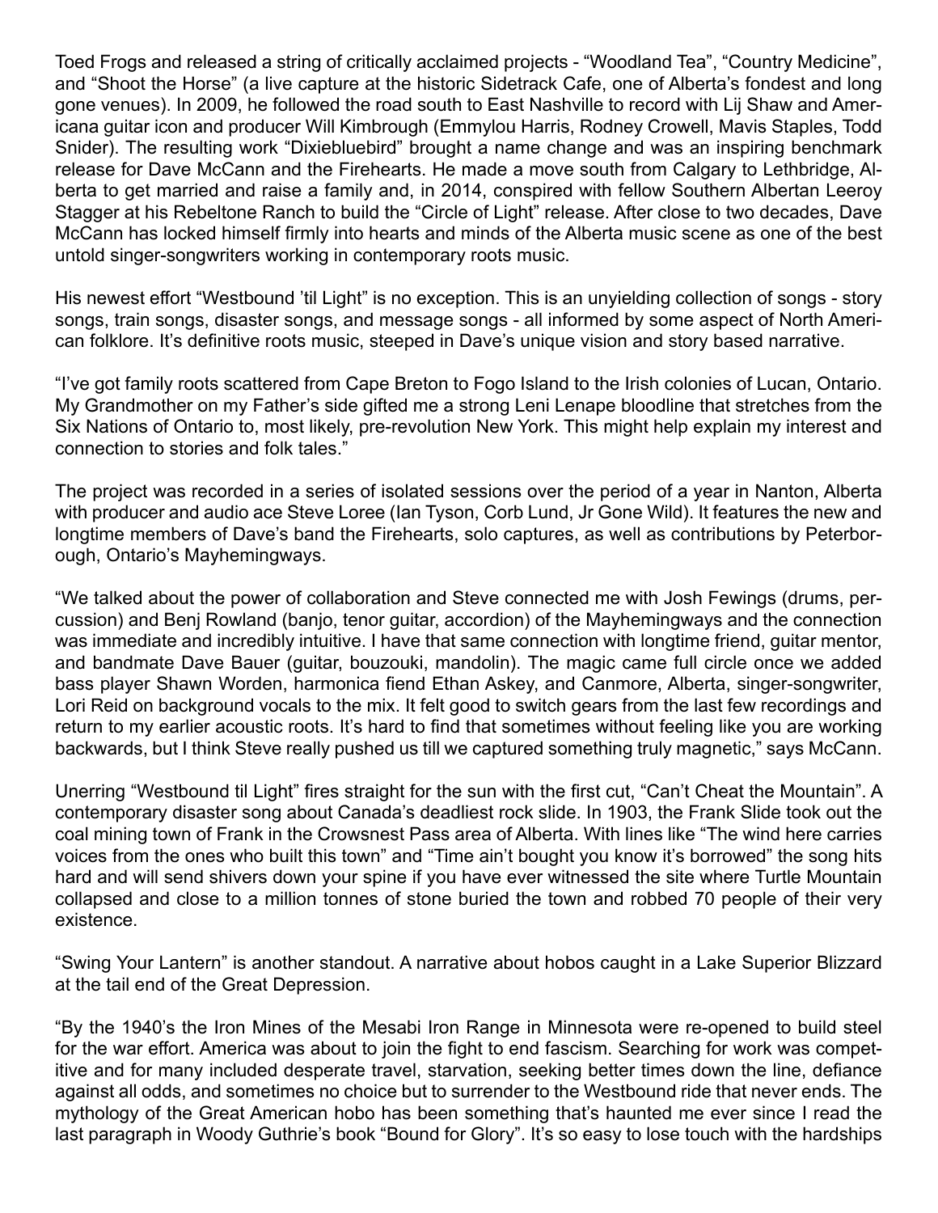Toed Frogs and released a string of critically acclaimed projects - “Woodland Tea”, “Country Medicine”, and “Shoot the Horse” (a live capture at the historic Sidetrack Cafe, one of Alberta’s fondest and long gone venues). In 2009, he followed the road south to East Nashville to record with Lij Shaw and Americana guitar icon and producer Will Kimbrough (Emmylou Harris, Rodney Crowell, Mavis Staples, Todd Snider). The resulting work “Dixiebluebird” brought a name change and was an inspiring benchmark release for Dave McCann and the Firehearts. He made a move south from Calgary to Lethbridge, Alberta to get married and raise a family and, in 2014, conspired with fellow Southern Albertan Leeroy Stagger at his Rebeltone Ranch to build the “Circle of Light” release. After close to two decades, Dave McCann has locked himself firmly into hearts and minds of the Alberta music scene as one of the best untold singer-songwriters working in contemporary roots music.

His newest effort “Westbound ’til Light” is no exception. This is an unyielding collection of songs - story songs, train songs, disaster songs, and message songs - all informed by some aspect of North American folklore. It’s definitive roots music, steeped in Dave’s unique vision and story based narrative.

“I’ve got family roots scattered from Cape Breton to Fogo Island to the Irish colonies of Lucan, Ontario. My Grandmother on my Father’s side gifted me a strong Leni Lenape bloodline that stretches from the Six Nations of Ontario to, most likely, pre-revolution New York. This might help explain my interest and connection to stories and folk tales.”

The project was recorded in a series of isolated sessions over the period of a year in Nanton, Alberta with producer and audio ace Steve Loree (Ian Tyson, Corb Lund, Jr Gone Wild). It features the new and longtime members of Dave’s band the Firehearts, solo captures, as well as contributions by Peterborough, Ontario’s Mayhemingways.

“We talked about the power of collaboration and Steve connected me with Josh Fewings (drums, percussion) and Benj Rowland (banjo, tenor guitar, accordion) of the Mayhemingways and the connection was immediate and incredibly intuitive. I have that same connection with longtime friend, guitar mentor, and bandmate Dave Bauer (guitar, bouzouki, mandolin). The magic came full circle once we added bass player Shawn Worden, harmonica fiend Ethan Askey, and Canmore, Alberta, singer-songwriter, Lori Reid on background vocals to the mix. It felt good to switch gears from the last few recordings and return to my earlier acoustic roots. It’s hard to find that sometimes without feeling like you are working backwards, but I think Steve really pushed us till we captured something truly magnetic,” says McCann.

Unerring “Westbound til Light” fires straight for the sun with the first cut, “Can’t Cheat the Mountain”. A contemporary disaster song about Canada’s deadliest rock slide. In 1903, the Frank Slide took out the coal mining town of Frank in the Crowsnest Pass area of Alberta. With lines like “The wind here carries voices from the ones who built this town” and “Time ain’t bought you know it’s borrowed” the song hits hard and will send shivers down your spine if you have ever witnessed the site where Turtle Mountain collapsed and close to a million tonnes of stone buried the town and robbed 70 people of their very existence.

“Swing Your Lantern” is another standout. A narrative about hobos caught in a Lake Superior Blizzard at the tail end of the Great Depression.

“By the 1940’s the Iron Mines of the Mesabi Iron Range in Minnesota were re-opened to build steel for the war effort. America was about to join the fight to end fascism. Searching for work was competitive and for many included desperate travel, starvation, seeking better times down the line, defiance against all odds, and sometimes no choice but to surrender to the Westbound ride that never ends. The mythology of the Great American hobo has been something that’s haunted me ever since I read the last paragraph in Woody Guthrie’s book “Bound for Glory”. It’s so easy to lose touch with the hardships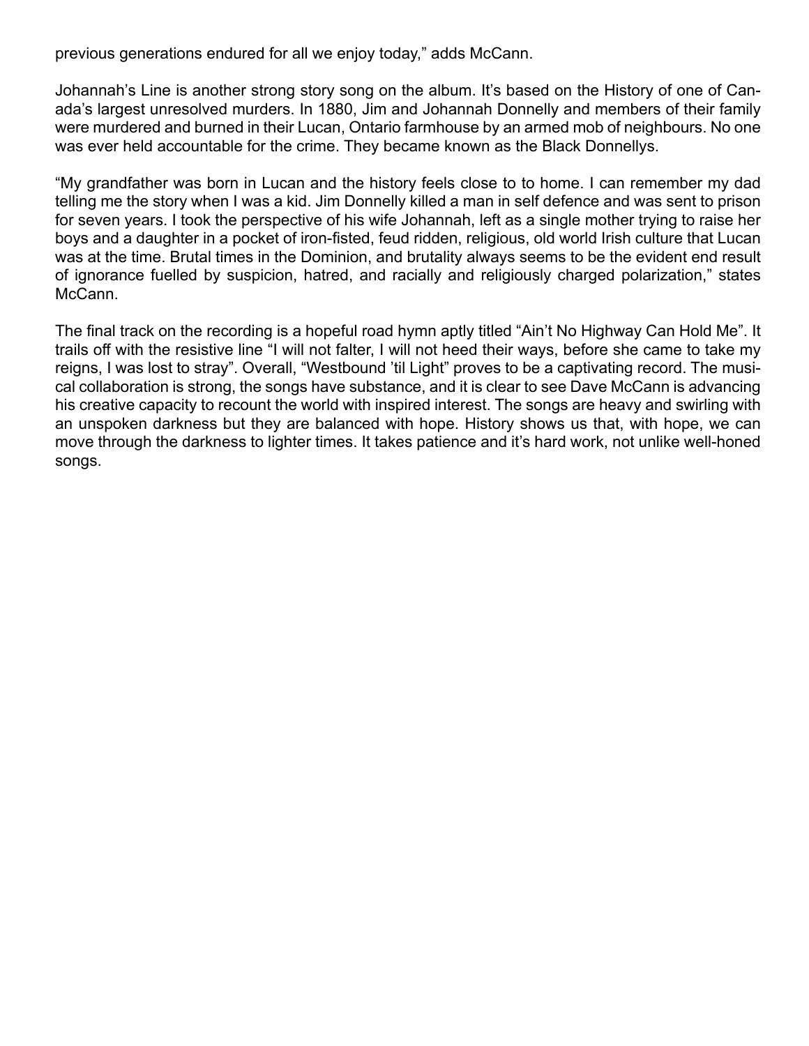previous generations endured for all we enjoy today," adds McCann.

Johannah's Line is another strong story song on the album. It's based on the History of one of Canada's largest unresolved murders. In 1880, Jim and Johannah Donnelly and members of their family were murdered and burned in their Lucan, Ontario farmhouse by an armed mob of neighbours. No one was ever held accountable for the crime. They became known as the Black Donnellys.

"My grandfather was born in Lucan and the history feels close to to home. I can remember my dad telling me the story when I was a kid. Jim Donnelly killed a man in self defence and was sent to prison for seven years. I took the perspective of his wife Johannah, left as a single mother trying to raise her boys and a daughter in a pocket of iron-fisted, feud ridden, religious, old world Irish culture that Lucan was at the time. Brutal times in the Dominion, and brutality always seems to be the evident end result of ignorance fuelled by suspicion, hatred, and racially and religiously charged polarization," states McCann.

The final track on the recording is a hopeful road hymn aptly titled "Ain't No Highway Can Hold Me". It trails off with the resistive line "I will not falter, I will not heed their ways, before she came to take my reigns, I was lost to stray". Overall, "Westbound 'til Light" proves to be a captivating record. The musical collaboration is strong, the songs have substance, and it is clear to see Dave McCann is advancing his creative capacity to recount the world with inspired interest. The songs are heavy and swirling with an unspoken darkness but they are balanced with hope. History shows us that, with hope, we can move through the darkness to lighter times. It takes patience and it's hard work, not unlike well-honed songs.